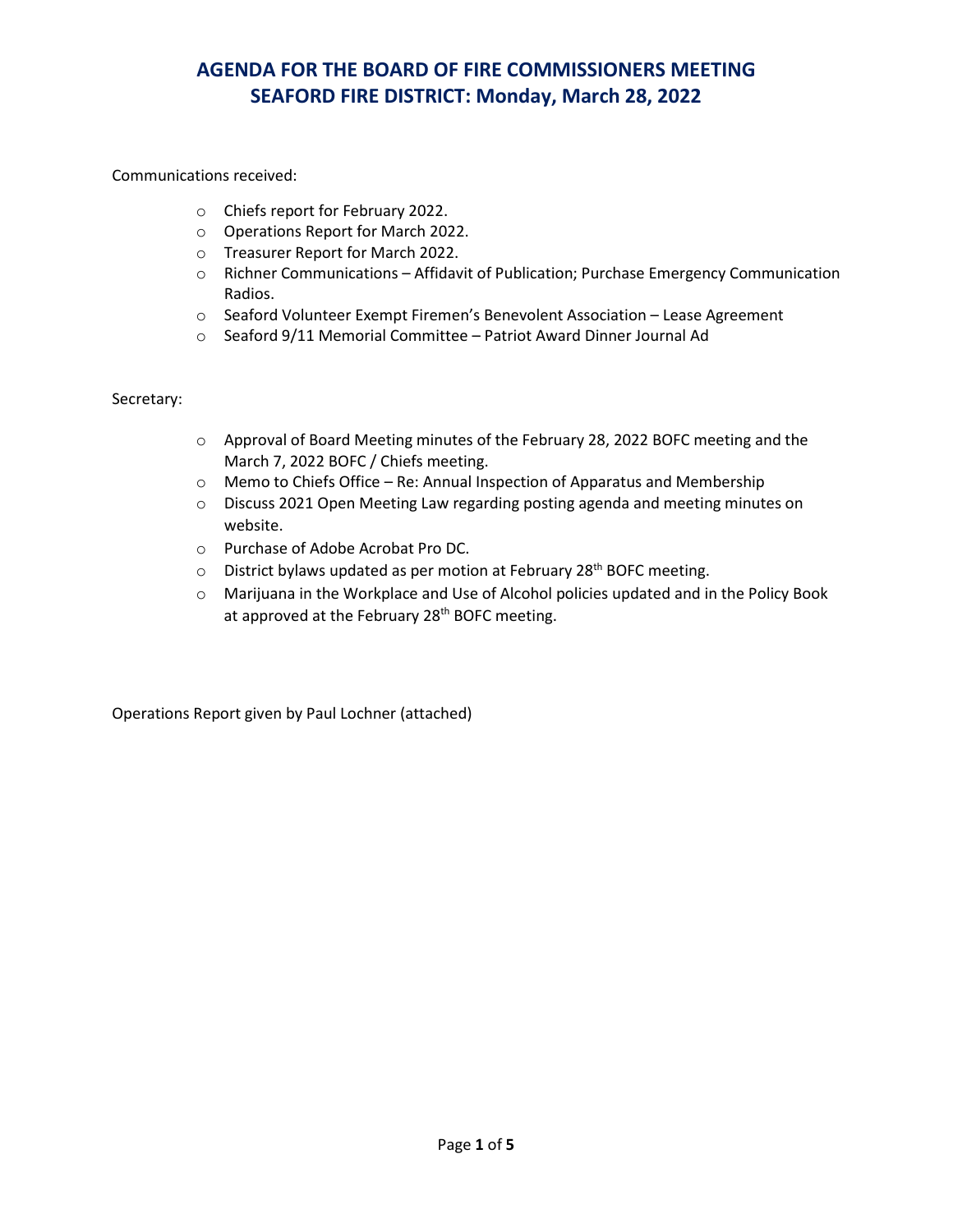# AGENDA FOR THE BOARD OF FIRE COMMISSIONERS MEETING
# SEAFORD FIRE DISTRICT: Monday, March 28, 2022

Communications received:

- Chiefs report for February 2022.
- Operations Report for March 2022.
- Treasurer Report for March 2022.
- Richner Communications – Affidavit of Publication; Purchase Emergency Communication Radios.
- Seaford Volunteer Exempt Firemen's Benevolent Association – Lease Agreement
- Seaford 9/11 Memorial Committee – Patriot Award Dinner Journal Ad

Secretary:

- Approval of Board Meeting minutes of the February 28, 2022 BOFC meeting and the March 7, 2022 BOFC / Chiefs meeting.
- Memo to Chiefs Office – Re: Annual Inspection of Apparatus and Membership
- Discuss 2021 Open Meeting Law regarding posting agenda and meeting minutes on website.
- Purchase of Adobe Acrobat Pro DC.
- District bylaws updated as per motion at February 28th BOFC meeting.
- Marijuana in the Workplace and Use of Alcohol policies updated and in the Policy Book at approved at the February 28th BOFC meeting.

Operations Report given by Paul Lochner (attached)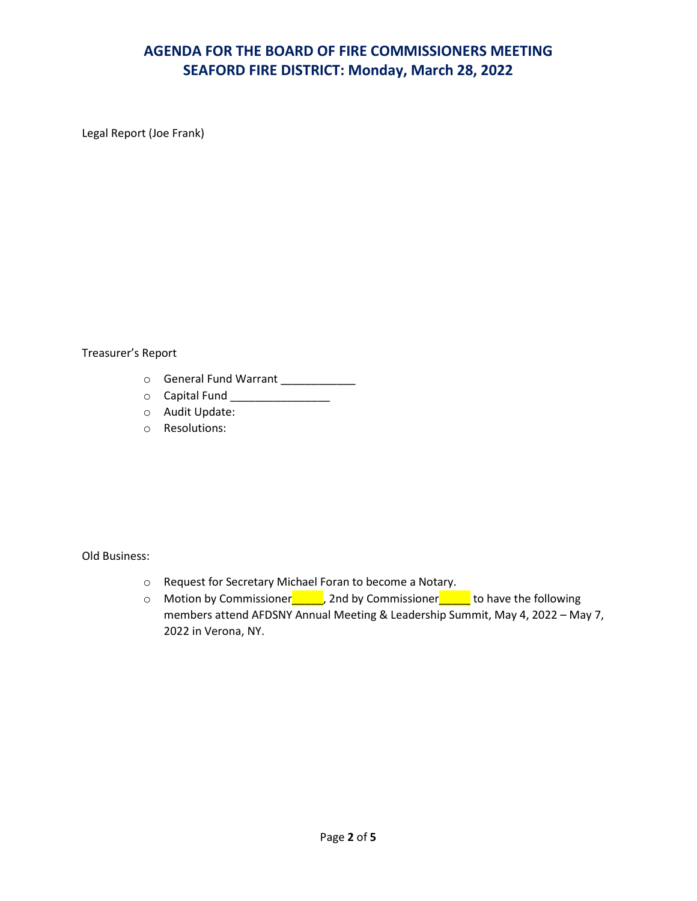# AGENDA FOR THE BOARD OF FIRE COMMISSIONERS MEETING
# SEAFORD FIRE DISTRICT: Monday, March 28, 2022

Legal Report (Joe Frank)

Treasurer's Report

- General Fund Warrant ____________
- Capital Fund ________________
- Audit Update:
- Resolutions:

Old Business:

- Request for Secretary Michael Foran to become a Notary.
- Motion by Commissioner_____, 2nd by Commissioner_____ to have the following members attend AFDSNY Annual Meeting & Leadership Summit, May 4, 2022 – May 7, 2022 in Verona, NY.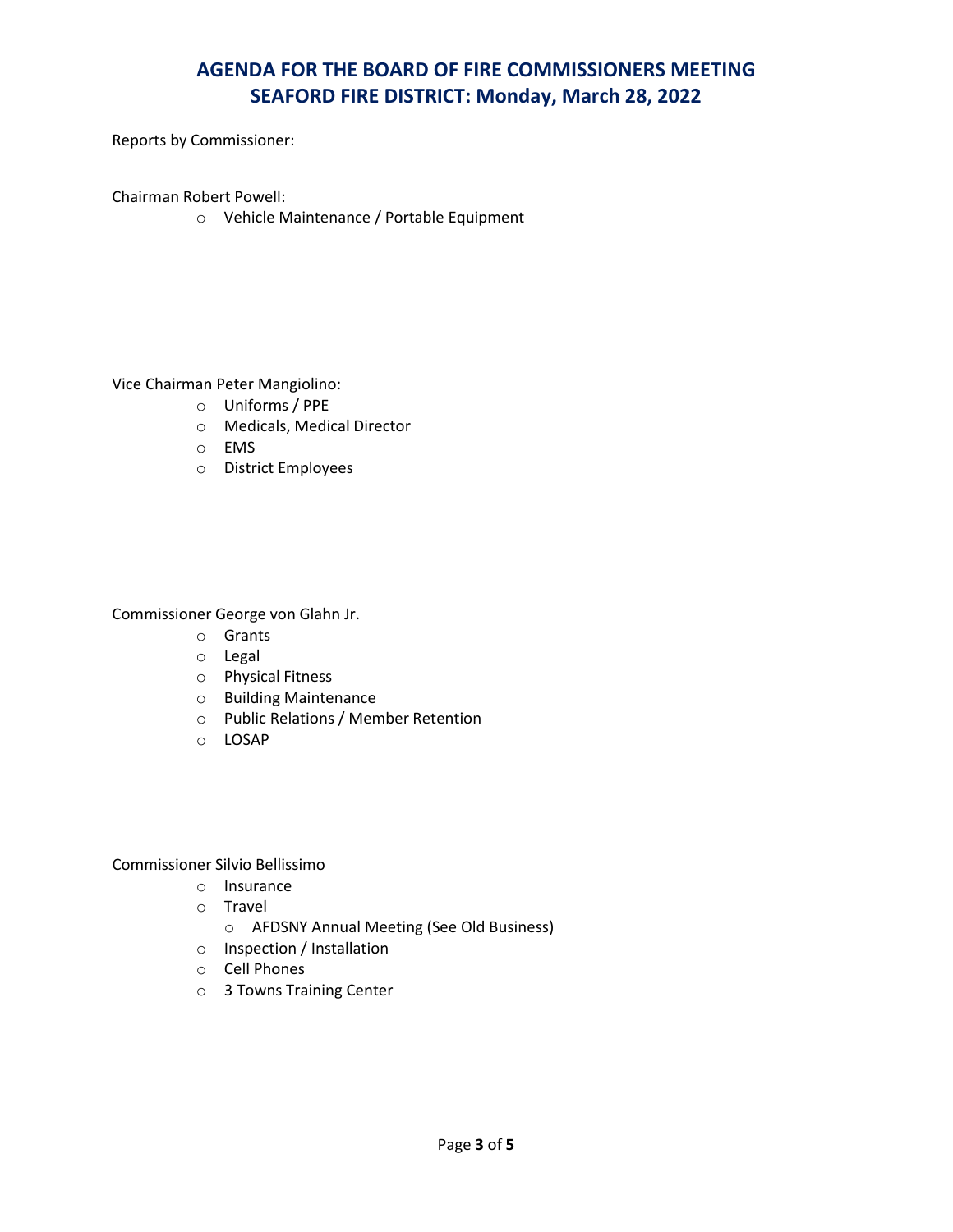# AGENDA FOR THE BOARD OF FIRE COMMISSIONERS MEETING
# SEAFORD FIRE DISTRICT: Monday, March 28, 2022

Reports by Commissioner:

Chairman Robert Powell:

- Vehicle Maintenance / Portable Equipment

Vice Chairman Peter Mangiolino:

- Uniforms / PPE
- Medicals, Medical Director
- EMS
- District Employees

Commissioner George von Glahn Jr.

- Grants
- Legal
- Physical Fitness
- Building Maintenance
- Public Relations / Member Retention
- LOSAP

Commissioner Silvio Bellissimo

- Insurance
- Travel
  - AFDSNY Annual Meeting (See Old Business)
- Inspection / Installation
- Cell Phones
- 3 Towns Training Center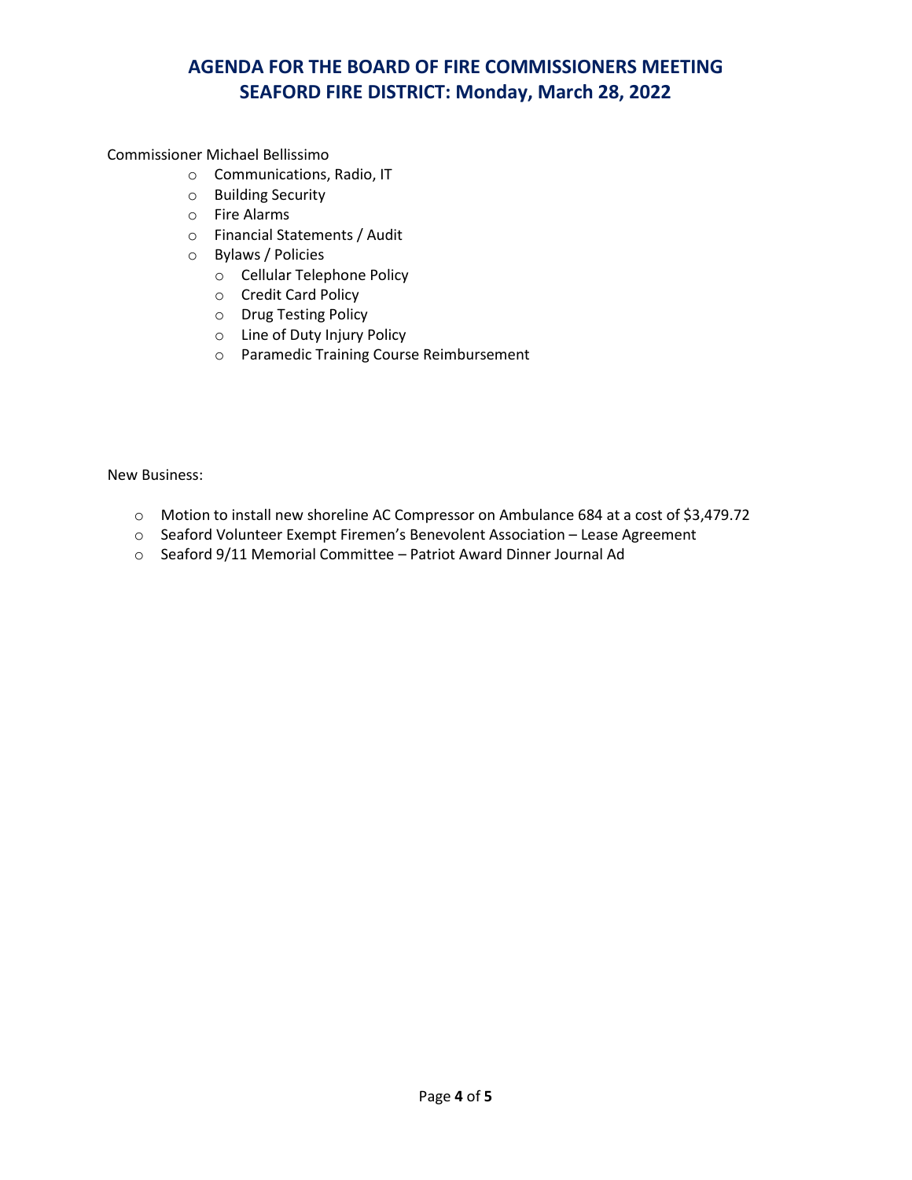# AGENDA FOR THE BOARD OF FIRE COMMISSIONERS MEETING
# SEAFORD FIRE DISTRICT: Monday, March 28, 2022

Commissioner Michael Bellissimo

- Communications, Radio, IT
- Building Security
- Fire Alarms
- Financial Statements / Audit
- Bylaws / Policies
  - Cellular Telephone Policy
  - Credit Card Policy
  - Drug Testing Policy
  - Line of Duty Injury Policy
  - Paramedic Training Course Reimbursement

New Business:

- Motion to install new shoreline AC Compressor on Ambulance 684 at a cost of $3,479.72
- Seaford Volunteer Exempt Firemen's Benevolent Association – Lease Agreement
- Seaford 9/11 Memorial Committee – Patriot Award Dinner Journal Ad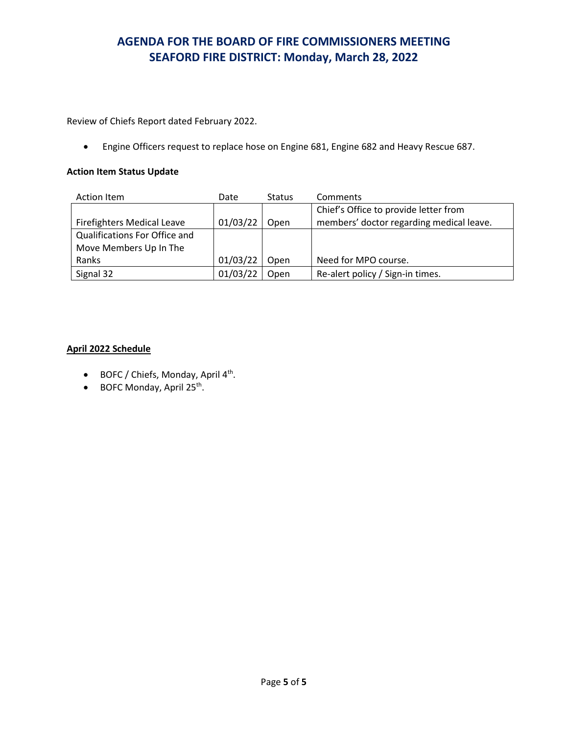# AGENDA FOR THE BOARD OF FIRE COMMISSIONERS MEETING
# SEAFORD FIRE DISTRICT: Monday, March 28, 2022

Review of Chiefs Report dated February 2022.

- Engine Officers request to replace hose on Engine 681, Engine 682 and Heavy Rescue 687.

**Action Item Status Update**

| Action Item | Date | Status | Comments |
|---|---|---|---|
| Firefighters Medical Leave | 01/03/22 | Open | Chief's Office to provide letter from members' doctor regarding medical leave. |
| Qualifications For Office and Move Members Up In The Ranks | 01/03/22 | Open | Need for MPO course. |
| Signal 32 | 01/03/22 | Open | Re-alert policy / Sign-in times. |

**April 2022 Schedule**

- BOFC / Chiefs, Monday, April 4th.
- BOFC Monday, April 25th.